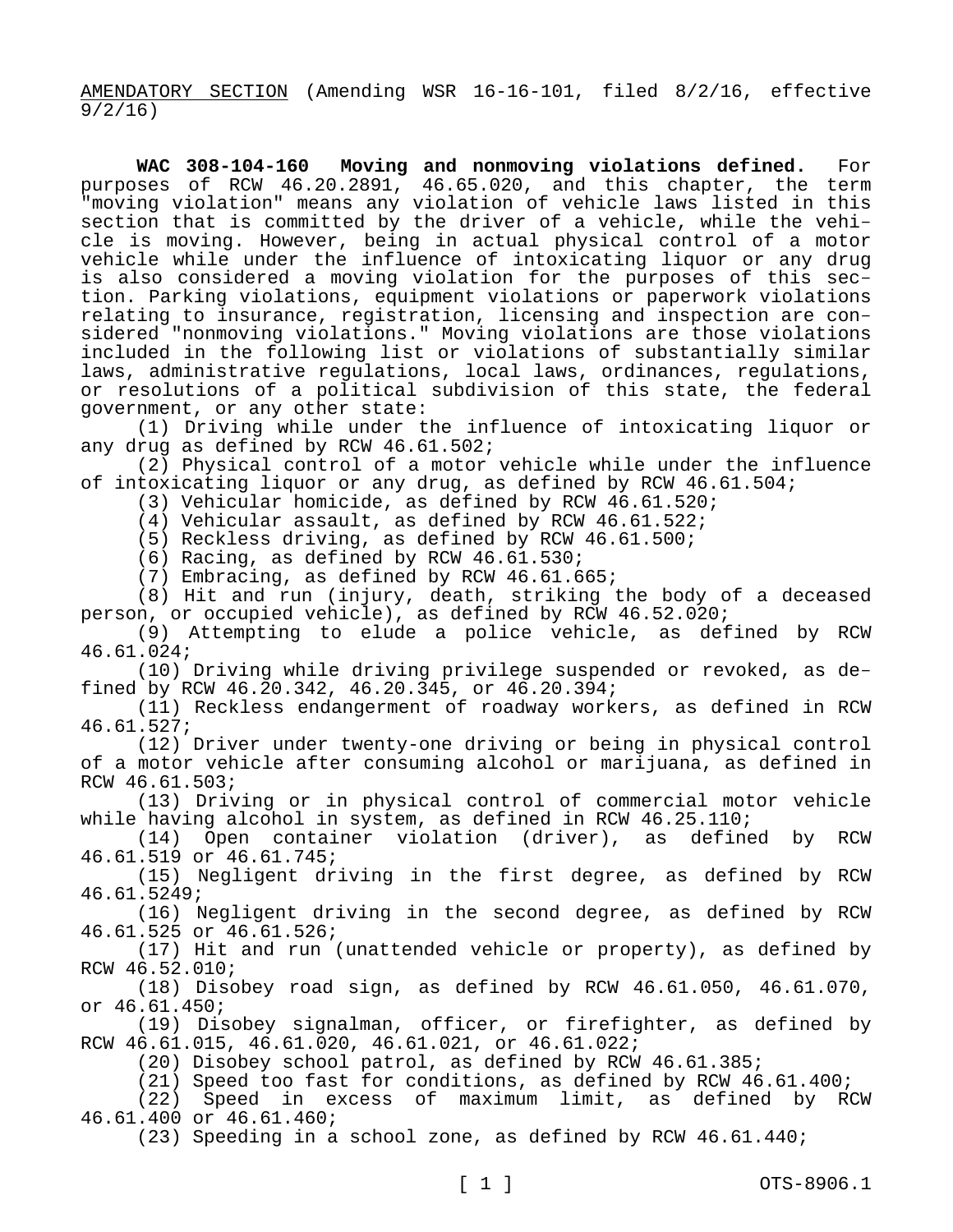AMENDATORY SECTION (Amending WSR 16-16-101, filed 8/2/16, effective 9/2/16)

**WAC 308-104-160 Moving and nonmoving violations defined.** For purposes of RCW 46.20.2891, 46.65.020, and this chapter, the term "moving violation" means any violation of vehicle laws listed in this section that is committed by the driver of a vehicle, while the vehicle is moving. However, being in actual physical control of a motor vehicle while under the influence of intoxicating liquor or any drug is also considered a moving violation for the purposes of this section. Parking violations, equipment violations or paperwork violations relating to insurance, registration, licensing and inspection are considered "nonmoving violations." Moving violations are those violations included in the following list or violations of substantially similar laws, administrative regulations, local laws, ordinances, regulations, or resolutions of a political subdivision of this state, the federal government, or any other state:

(1) Driving while under the influence of intoxicating liquor or any drug as defined by RCW 46.61.502;

(2) Physical control of a motor vehicle while under the influence of intoxicating liquor or any drug, as defined by RCW 46.61.504;

(3) Vehicular homicide, as defined by RCW 46.61.520;

(4) Vehicular assault, as defined by RCW 46.61.522;

(5) Reckless driving, as defined by RCW 46.61.500;

(6) Racing, as defined by RCW 46.61.530;

(7) Embracing, as defined by RCW 46.61.665;

(8) Hit and run (injury, death, striking the body of a deceased person, or occupied vehicle), as defined by RCW 46.52.020;

(9) Attempting to elude a police vehicle, as defined by RCW 46.61.024;

(10) Driving while driving privilege suspended or revoked, as defined by RCW 46.20.342, 46.20.345, or 46.20.394;

(11) Reckless endangerment of roadway workers, as defined in RCW 46.61.527;

(12) Driver under twenty-one driving or being in physical control of a motor vehicle after consuming alcohol or marijuana, as defined in RCW 46.61.503;

(13) Driving or in physical control of commercial motor vehicle while having alcohol in system, as defined in RCW 46.25.110;

(14) Open container violation (driver), as defined by RCW 46.61.519 or 46.61.745;

(15) Negligent driving in the first degree, as defined by RCW 46.61.5249;

(16) Negligent driving in the second degree, as defined by RCW 46.61.525 or 46.61.526;

(17) Hit and run (unattended vehicle or property), as defined by RCW 46.52.010;

(18) Disobey road sign, as defined by RCW 46.61.050, 46.61.070, or 46.61.450;

(19) Disobey signalman, officer, or firefighter, as defined by RCW 46.61.015, 46.61.020, 46.61.021, or 46.61.022;

(20) Disobey school patrol, as defined by RCW 46.61.385;

(21) Speed too fast for conditions, as defined by RCW 46.61.400;

(22) Speed in excess of maximum limit, as defined by RCW 46.61.400 or 46.61.460;

(23) Speeding in a school zone, as defined by RCW 46.61.440;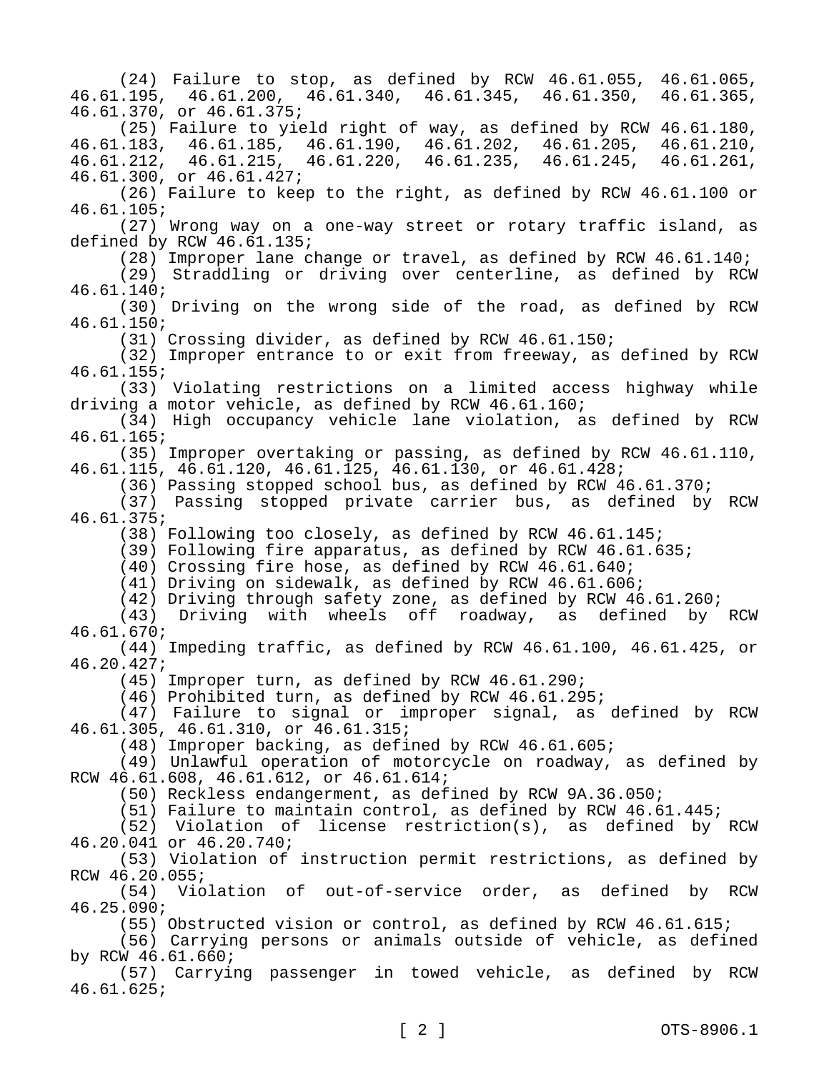(24) Failure to stop, as defined by RCW 46.61.055, 46.61.065, 46.61.195, 46.61.200, 46.61.340, 46.61.345, 46.61.350, 46.61.365, 46.61.370, or 46.61.375;

(25) Failure to yield right of way, as defined by RCW 46.61.180, 46.61.183, 46.61.185, 46.61.190, 46.61.202, 46.61.205, 46.61.210, 46.61.212, 46.61.215, 46.61.220, 46.61.235, 46.61.245, 46.61.261, 46.61.300, or 46.61.427;

(26) Failure to keep to the right, as defined by RCW 46.61.100 or 46.61.105;

(27) Wrong way on a one-way street or rotary traffic island, as defined by RCW 46.61.135;

(28) Improper lane change or travel, as defined by RCW 46.61.140;

(29) Straddling or driving over centerline, as defined by RCW 46.61.140;

(30) Driving on the wrong side of the road, as defined by RCW 46.61.150;

(31) Crossing divider, as defined by RCW 46.61.150;

(32) Improper entrance to or exit from freeway, as defined by RCW 46.61.155;

(33) Violating restrictions on a limited access highway while driving a motor vehicle, as defined by RCW 46.61.160;

(34) High occupancy vehicle lane violation, as defined by RCW 46.61.165;

(35) Improper overtaking or passing, as defined by RCW 46.61.110, 46.61.115, 46.61.120, 46.61.125, 46.61.130, or 46.61.428;

(36) Passing stopped school bus, as defined by RCW 46.61.370;

(37) Passing stopped private carrier bus, as defined by RCW 46.61.375;

(38) Following too closely, as defined by RCW 46.61.145;

(39) Following fire apparatus, as defined by RCW 46.61.635;

(40) Crossing fire hose, as defined by RCW 46.61.640;

(41) Driving on sidewalk, as defined by RCW 46.61.606;

(42) Driving through safety zone, as defined by RCW 46.61.260;

(43) Driving with wheels off roadway, as defined by RCW 46.61.670;

(44) Impeding traffic, as defined by RCW 46.61.100, 46.61.425, or 46.20.427;

(45) Improper turn, as defined by RCW 46.61.290;

(46) Prohibited turn, as defined by RCW 46.61.295;

(47) Failure to signal or improper signal, as defined by RCW 46.61.305, 46.61.310, or 46.61.315;

(48) Improper backing, as defined by RCW 46.61.605;

(49) Unlawful operation of motorcycle on roadway, as defined by RCW 46.61.608, 46.61.612, or 46.61.614;

(50) Reckless endangerment, as defined by RCW 9A.36.050;

(51) Failure to maintain control, as defined by RCW 46.61.445;

(52) Violation of license restriction(s), as defined by RCW 46.20.041 or 46.20.740;

(53) Violation of instruction permit restrictions, as defined by RCW 46.20.055;

(54) Violation of out-of-service order, as defined by RCW 46.25.090;

(55) Obstructed vision or control, as defined by RCW 46.61.615;

(56) Carrying persons or animals outside of vehicle, as defined by RCW 46.61.660;

(57) Carrying passenger in towed vehicle, as defined by RCW 46.61.625;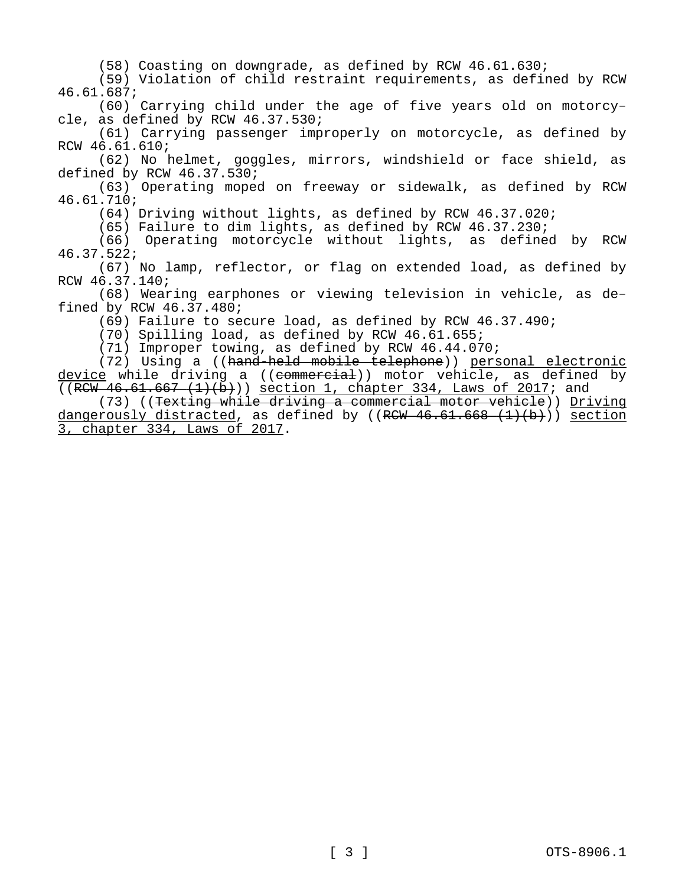(58) Coasting on downgrade, as defined by RCW 46.61.630;

(59) Violation of child restraint requirements, as defined by RCW 46.61.687;

(60) Carrying child under the age of five years old on motorcycle, as defined by RCW 46.37.530;

(61) Carrying passenger improperly on motorcycle, as defined by RCW 46.61.610;

(62) No helmet, goggles, mirrors, windshield or face shield, as defined by RCW 46.37.530;

(63) Operating moped on freeway or sidewalk, as defined by RCW 46.61.710;

(64) Driving without lights, as defined by RCW 46.37.020;

(65) Failure to dim lights, as defined by RCW 46.37.230;

(66) Operating motorcycle without lights, as defined by RCW 46.37.522;

(67) No lamp, reflector, or flag on extended load, as defined by RCW 46.37.140;

(68) Wearing earphones or viewing television in vehicle, as defined by RCW 46.37.480;

(69) Failure to secure load, as defined by RCW 46.37.490;

(70) Spilling load, as defined by RCW 46.61.655;

(71) Improper towing, as defined by RCW 46.44.070;

(72) Using a ((~~hand-held mobile telephone~~)) <u>personal electronic device</u> while driving a ((~~commercial~~)) motor vehicle, as defined by ((~~RCW 46.61.667 (1)(b)~~)) <u>section 1, chapter 334, Laws of 2017</u>; and

(73) ((~~Texting while driving a commercial motor vehicle~~)) <u>Driving dangerously distracted</u>, as defined by ((~~RCW 46.61.668 (1)(b)~~)) <u>section 3, chapter 334, Laws of 2017</u>.